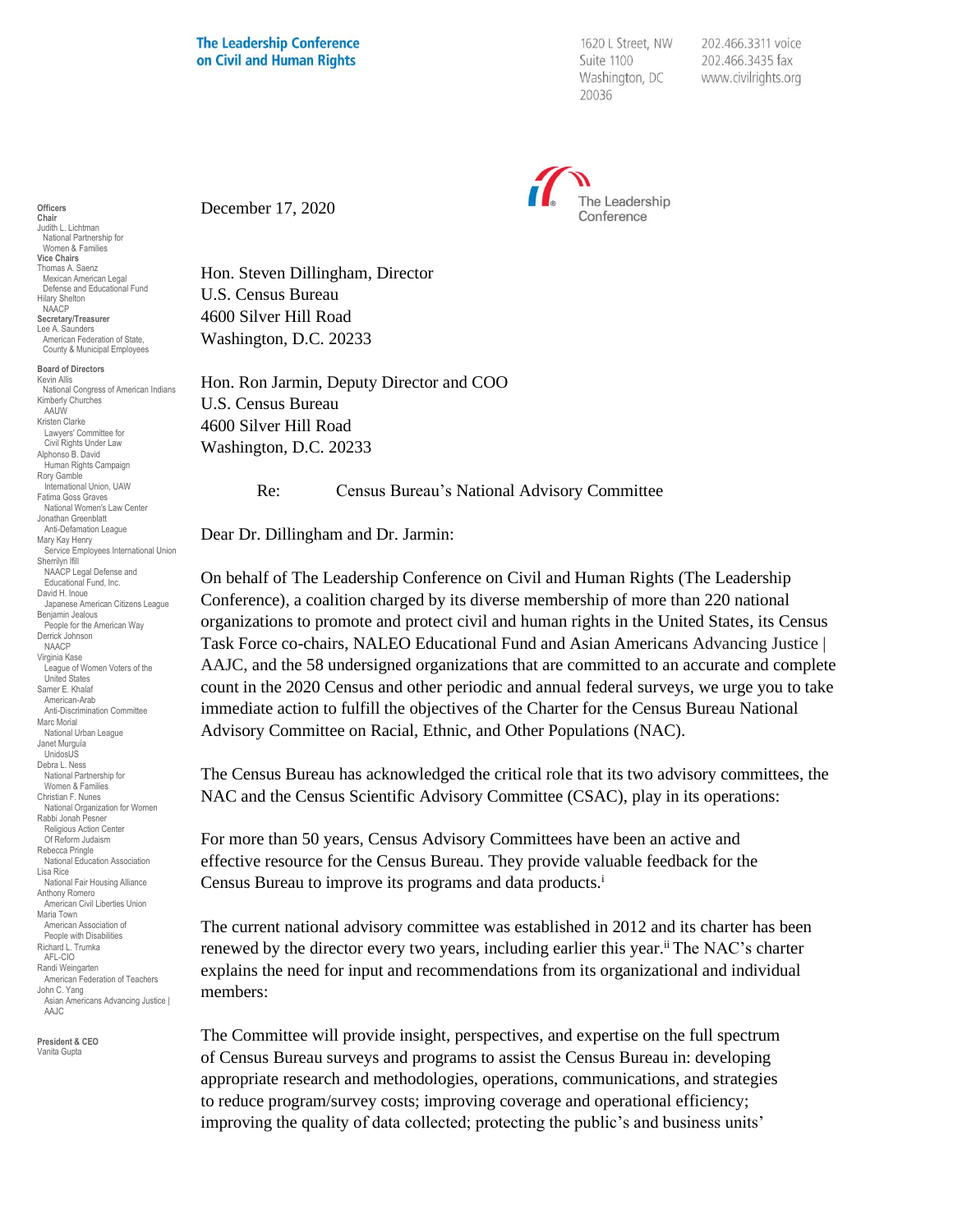**The Leadership Conference on Civil and Human Rights**

1620 L Street, NW
Suite 1100
Washington, DC
20036

202.466.3311 voice
202.466.3435 fax
www.civilrights.org

**Officers**
**Chair**
Judith L. Lichtman
National Partnership for Women & Families
**Vice Chairs**
Thomas A. Saenz
Mexican American Legal Defense and Educational Fund
Hilary Shelton
NAACP
**Secretary/Treasurer**
Lee A. Saunders
American Federation of State, County & Municipal Employees

**Board of Directors**
Kevin Allis
National Congress of American Indians
Kimberly Churches
AAUW
Kristen Clarke
Lawyers' Committee for Civil Rights Under Law
Alphonso B. David
Human Rights Campaign
Rory Gamble
International Union, UAW
Fatima Goss Graves
National Women's Law Center
Jonathan Greenblatt
Anti-Defamation League
Mary Kay Henry
Service Employees International Union
Sherrilyn Ifill
NAACP Legal Defense and Educational Fund, Inc.
David H. Inoue
Japanese American Citizens League
Benjamin Jealous
People for the American Way
Derrick Johnson
NAACP
Virginia Kase
League of Women Voters of the United States
Samer E. Khalaf
American-Arab Anti-Discrimination Committee
Marc Morial
National Urban League
Janet Murguía
UnidosUS
Debra L. Ness
National Partnership for Women & Families
Christian F. Nunes
National Organization for Women
Rabbi Jonah Pesner
Religious Action Center Of Reform Judaism
Rebecca Pringle
National Education Association
Lisa Rice
National Fair Housing Alliance
Anthony Romero
American Civil Liberties Union
Maria Town
American Association of People with Disabilities
Richard L. Trumka
AFL-CIO
Randi Weingarten
American Federation of Teachers
John C. Yang
Asian Americans Advancing Justice | AAJC

**President & CEO**
Vanita Gupta

December 17, 2020

Hon. Steven Dillingham, Director
U.S. Census Bureau
4600 Silver Hill Road
Washington, D.C. 20233

Hon. Ron Jarmin, Deputy Director and COO
U.S. Census Bureau
4600 Silver Hill Road
Washington, D.C. 20233

Re: Census Bureau's National Advisory Committee

Dear Dr. Dillingham and Dr. Jarmin:

On behalf of The Leadership Conference on Civil and Human Rights (The Leadership Conference), a coalition charged by its diverse membership of more than 220 national organizations to promote and protect civil and human rights in the United States, its Census Task Force co-chairs, NALEO Educational Fund and Asian Americans Advancing Justice | AAJC, and the 58 undersigned organizations that are committed to an accurate and complete count in the 2020 Census and other periodic and annual federal surveys, we urge you to take immediate action to fulfill the objectives of the Charter for the Census Bureau National Advisory Committee on Racial, Ethnic, and Other Populations (NAC).

The Census Bureau has acknowledged the critical role that its two advisory committees, the NAC and the Census Scientific Advisory Committee (CSAC), play in its operations:

> For more than 50 years, Census Advisory Committees have been an active and effective resource for the Census Bureau. They provide valuable feedback for the Census Bureau to improve its programs and data products.[i]

The current national advisory committee was established in 2012 and its charter has been renewed by the director every two years, including earlier this year.[ii] The NAC's charter explains the need for input and recommendations from its organizational and individual members:

> The Committee will provide insight, perspectives, and expertise on the full spectrum of Census Bureau surveys and programs to assist the Census Bureau in: developing appropriate research and methodologies, operations, communications, and strategies to reduce program/survey costs; improving coverage and operational efficiency; improving the quality of data collected; protecting the public's and business units'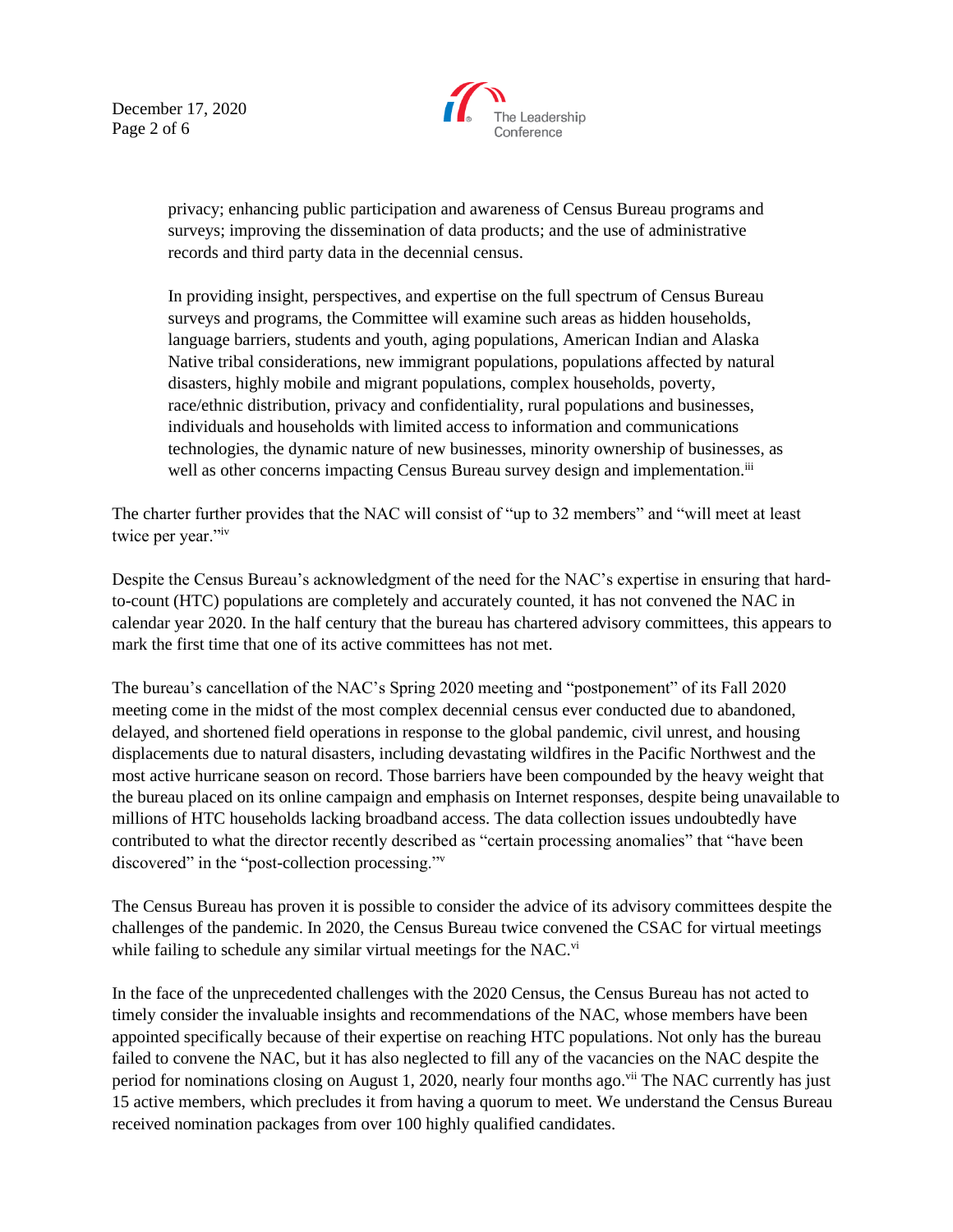> privacy; enhancing public participation and awareness of Census Bureau programs and surveys; improving the dissemination of data products; and the use of administrative records and third party data in the decennial census.
>
> In providing insight, perspectives, and expertise on the full spectrum of Census Bureau surveys and programs, the Committee will examine such areas as hidden households, language barriers, students and youth, aging populations, American Indian and Alaska Native tribal considerations, new immigrant populations, populations affected by natural disasters, highly mobile and migrant populations, complex households, poverty, race/ethnic distribution, privacy and confidentiality, rural populations and businesses, individuals and households with limited access to information and communications technologies, the dynamic nature of new businesses, minority ownership of businesses, as well as other concerns impacting Census Bureau survey design and implementation.[iii]

The charter further provides that the NAC will consist of "up to 32 members" and "will meet at least twice per year."[iv]

Despite the Census Bureau's acknowledgment of the need for the NAC's expertise in ensuring that hard-to-count (HTC) populations are completely and accurately counted, it has not convened the NAC in calendar year 2020. In the half century that the bureau has chartered advisory committees, this appears to mark the first time that one of its active committees has not met.

The bureau's cancellation of the NAC's Spring 2020 meeting and "postponement" of its Fall 2020 meeting come in the midst of the most complex decennial census ever conducted due to abandoned, delayed, and shortened field operations in response to the global pandemic, civil unrest, and housing displacements due to natural disasters, including devastating wildfires in the Pacific Northwest and the most active hurricane season on record. Those barriers have been compounded by the heavy weight that the bureau placed on its online campaign and emphasis on Internet responses, despite being unavailable to millions of HTC households lacking broadband access. The data collection issues undoubtedly have contributed to what the director recently described as "certain processing anomalies" that "have been discovered" in the "post-collection processing."[v]

The Census Bureau has proven it is possible to consider the advice of its advisory committees despite the challenges of the pandemic. In 2020, the Census Bureau twice convened the CSAC for virtual meetings while failing to schedule any similar virtual meetings for the NAC.[vi]

In the face of the unprecedented challenges with the 2020 Census, the Census Bureau has not acted to timely consider the invaluable insights and recommendations of the NAC, whose members have been appointed specifically because of their expertise on reaching HTC populations. Not only has the bureau failed to convene the NAC, but it has also neglected to fill any of the vacancies on the NAC despite the period for nominations closing on August 1, 2020, nearly four months ago.[vii] The NAC currently has just 15 active members, which precludes it from having a quorum to meet. We understand the Census Bureau received nomination packages from over 100 highly qualified candidates.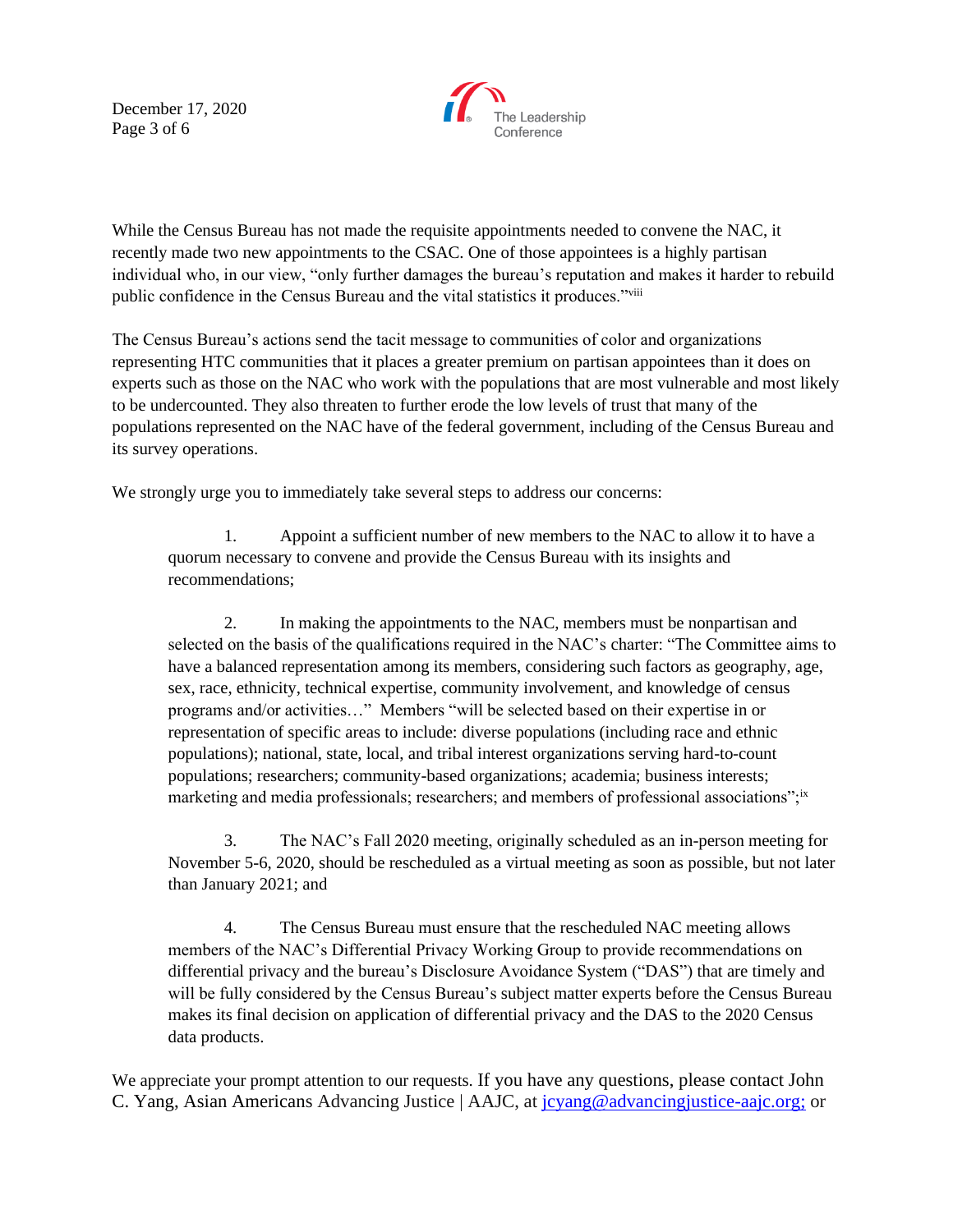While the Census Bureau has not made the requisite appointments needed to convene the NAC, it recently made two new appointments to the CSAC. One of those appointees is a highly partisan individual who, in our view, "only further damages the bureau's reputation and makes it harder to rebuild public confidence in the Census Bureau and the vital statistics it produces."[viii]

The Census Bureau's actions send the tacit message to communities of color and organizations representing HTC communities that it places a greater premium on partisan appointees than it does on experts such as those on the NAC who work with the populations that are most vulnerable and most likely to be undercounted. They also threaten to further erode the low levels of trust that many of the populations represented on the NAC have of the federal government, including of the Census Bureau and its survey operations.

We strongly urge you to immediately take several steps to address our concerns:

1. Appoint a sufficient number of new members to the NAC to allow it to have a quorum necessary to convene and provide the Census Bureau with its insights and recommendations;

2. In making the appointments to the NAC, members must be nonpartisan and selected on the basis of the qualifications required in the NAC's charter: "The Committee aims to have a balanced representation among its members, considering such factors as geography, age, sex, race, ethnicity, technical expertise, community involvement, and knowledge of census programs and/or activities…" Members "will be selected based on their expertise in or representation of specific areas to include: diverse populations (including race and ethnic populations); national, state, local, and tribal interest organizations serving hard-to-count populations; researchers; community-based organizations; academia; business interests; marketing and media professionals; researchers; and members of professional associations";[ix]

3. The NAC's Fall 2020 meeting, originally scheduled as an in-person meeting for November 5-6, 2020, should be rescheduled as a virtual meeting as soon as possible, but not later than January 2021; and

4. The Census Bureau must ensure that the rescheduled NAC meeting allows members of the NAC's Differential Privacy Working Group to provide recommendations on differential privacy and the bureau's Disclosure Avoidance System ("DAS") that are timely and will be fully considered by the Census Bureau's subject matter experts before the Census Bureau makes its final decision on application of differential privacy and the DAS to the 2020 Census data products.

We appreciate your prompt attention to our requests. If you have any questions, please contact John C. Yang, Asian Americans Advancing Justice | AAJC, at jcyang@advancingjustice-aajc.org; or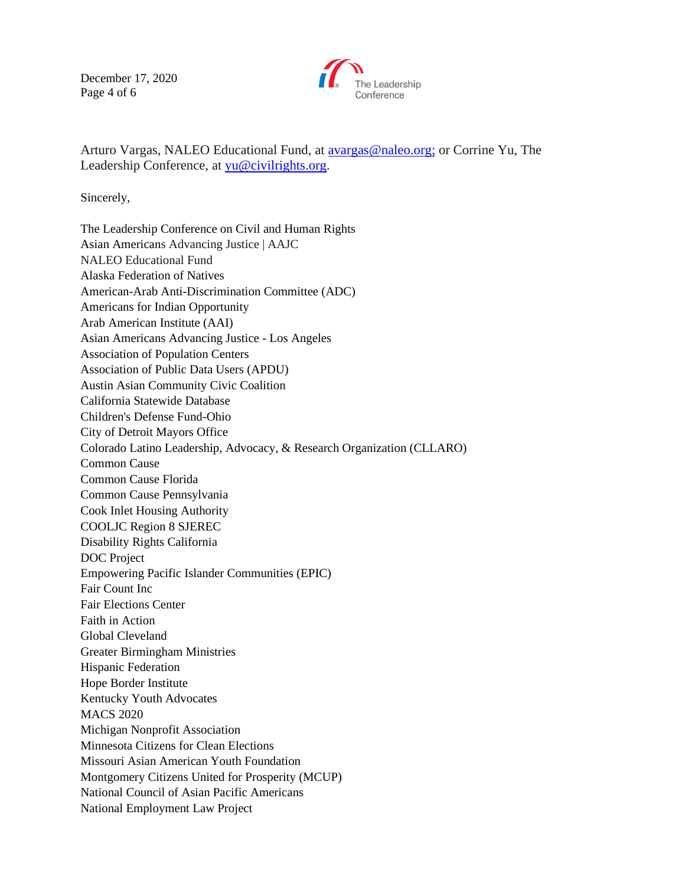Arturo Vargas, NALEO Educational Fund, at [avargas@naleo.org;](mailto:avargas@naleo.org) or Corrine Yu, The Leadership Conference, at [yu@civilrights.org](mailto:yu@civilrights.org).

Sincerely,

The Leadership Conference on Civil and Human Rights
Asian Americans Advancing Justice | AAJC
NALEO Educational Fund
Alaska Federation of Natives
American-Arab Anti-Discrimination Committee (ADC)
Americans for Indian Opportunity
Arab American Institute (AAI)
Asian Americans Advancing Justice - Los Angeles
Association of Population Centers
Association of Public Data Users (APDU)
Austin Asian Community Civic Coalition
California Statewide Database
Children's Defense Fund-Ohio
City of Detroit Mayors Office
Colorado Latino Leadership, Advocacy, & Research Organization (CLLARO)
Common Cause
Common Cause Florida
Common Cause Pennsylvania
Cook Inlet Housing Authority
COOLJC Region 8 SJEREC
Disability Rights California
DOC Project
Empowering Pacific Islander Communities (EPIC)
Fair Count Inc
Fair Elections Center
Faith in Action
Global Cleveland
Greater Birmingham Ministries
Hispanic Federation
Hope Border Institute
Kentucky Youth Advocates
MACS 2020
Michigan Nonprofit Association
Minnesota Citizens for Clean Elections
Missouri Asian American Youth Foundation
Montgomery Citizens United for Prosperity (MCUP)
National Council of Asian Pacific Americans
National Employment Law Project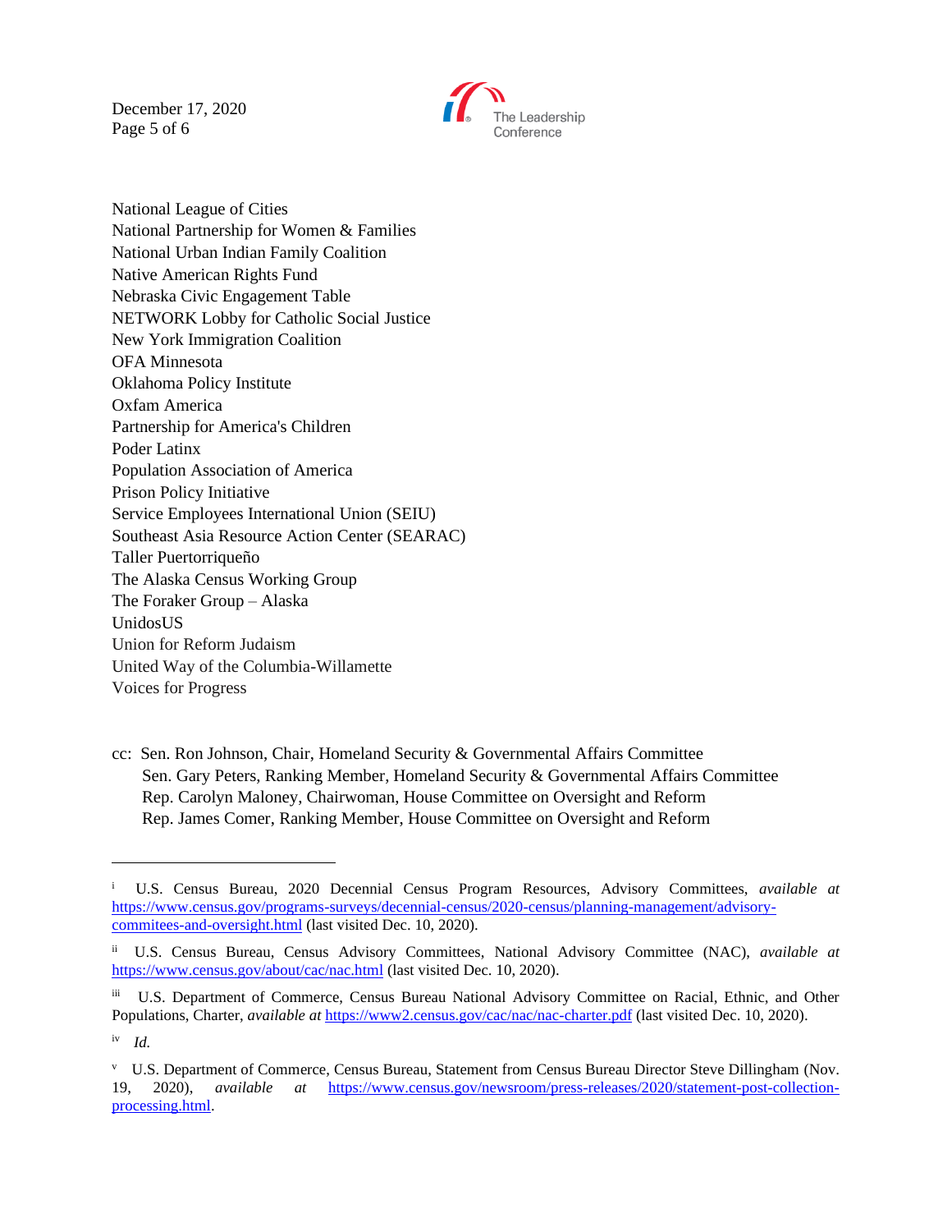National League of Cities
National Partnership for Women & Families
National Urban Indian Family Coalition
Native American Rights Fund
Nebraska Civic Engagement Table
NETWORK Lobby for Catholic Social Justice
New York Immigration Coalition
OFA Minnesota
Oklahoma Policy Institute
Oxfam America
Partnership for America's Children
Poder Latinx
Population Association of America
Prison Policy Initiative
Service Employees International Union (SEIU)
Southeast Asia Resource Action Center (SEARAC)
Taller Puertorriqueño
The Alaska Census Working Group
The Foraker Group – Alaska
UnidosUS
Union for Reform Judaism
United Way of the Columbia-Willamette
Voices for Progress

cc: Sen. Ron Johnson, Chair, Homeland Security & Governmental Affairs Committee
Sen. Gary Peters, Ranking Member, Homeland Security & Governmental Affairs Committee
Rep. Carolyn Maloney, Chairwoman, House Committee on Oversight and Reform
Rep. James Comer, Ranking Member, House Committee on Oversight and Reform

---

[i] U.S. Census Bureau, 2020 Decennial Census Program Resources, Advisory Committees, *available at* https://www.census.gov/programs-surveys/decennial-census/2020-census/planning-management/advisory-commitees-and-oversight.html (last visited Dec. 10, 2020).

[ii] U.S. Census Bureau, Census Advisory Committees, National Advisory Committee (NAC), *available at* https://www.census.gov/about/cac/nac.html (last visited Dec. 10, 2020).

[iii] U.S. Department of Commerce, Census Bureau National Advisory Committee on Racial, Ethnic, and Other Populations, Charter, *available at* https://www2.census.gov/cac/nac/nac-charter.pdf (last visited Dec. 10, 2020).

[iv] *Id.*

[v] U.S. Department of Commerce, Census Bureau, Statement from Census Bureau Director Steve Dillingham (Nov. 19, 2020), *available at* https://www.census.gov/newsroom/press-releases/2020/statement-post-collection-processing.html.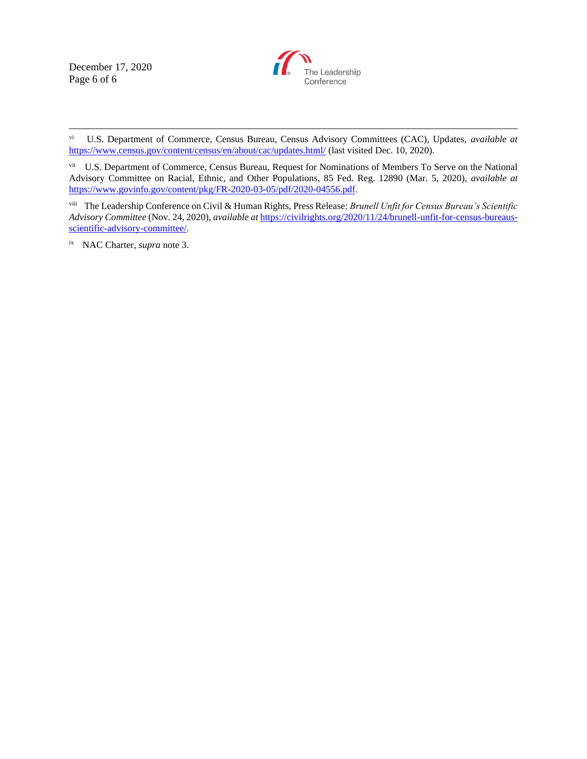---

[vi] U.S. Department of Commerce, Census Bureau, Census Advisory Committees (CAC), Updates, *available at* https://www.census.gov/content/census/en/about/cac/updates.html/ (last visited Dec. 10, 2020).

[vii] U.S. Department of Commerce, Census Bureau, Request for Nominations of Members To Serve on the National Advisory Committee on Racial, Ethnic, and Other Populations, 85 Fed. Reg. 12890 (Mar. 5, 2020), *available at* https://www.govinfo.gov/content/pkg/FR-2020-03-05/pdf/2020-04556.pdf.

[viii] The Leadership Conference on Civil & Human Rights, Press Release: *Brunell Unfit for Census Bureau's Scientific Advisory Committee* (Nov. 24, 2020), *available at* https://civilrights.org/2020/11/24/brunell-unfit-for-census-bureaus-scientific-advisory-committee/.

[ix] NAC Charter, *supra* note 3.